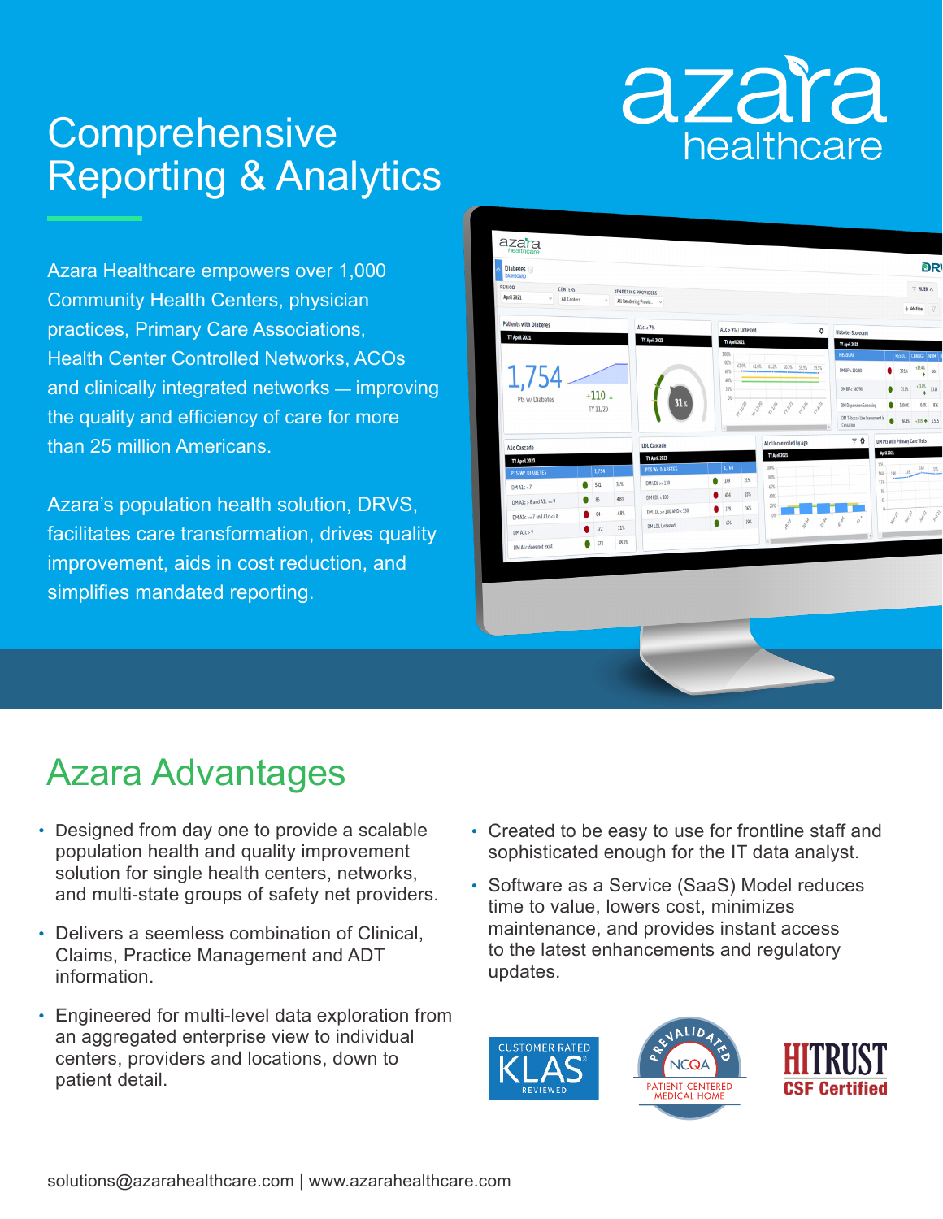# Comprehensive Reporting & Analytics

azara healthcare

Azara Healthcare empowers over 1,000 Community Health Centers, physician practices, Primary Care Associations, Health Center Controlled Networks, ACOs and clinically integrated networks — improving the quality and efficiency of care for more than 25 million Americans.

Azara's population health solution, DRVS, facilitates care transformation, drives quality improvement, aids in cost reduction, and simplifies mandated reporting.

## Azara Advantages

- Designed from day one to provide a scalable population health and quality improvement solution for single health centers, networks, and multi-state groups of safety net providers.
- Delivers a seamless combination of Clinical, Claims, Practice Management and ADT information.
- Engineered for multi-level data exploration from an aggregated enterprise view to individual centers, providers and locations, down to patient detail.
- Created to be easy to use for frontline staff and sophisticated enough for the IT data analyst.
- Software as a Service (SaaS) Model reduces time to value, lowers cost, minimizes maintenance, and provides instant access to the latest enhancements and regulatory updates.

CUSTOMER RATED KLAS REVIEWED

PREVALIDATED NCQA PATIENT-CENTERED MEDICAL HOME

HITRUST CSF Certified

solutions@azarahealthcare.com | www.azarahealthcare.com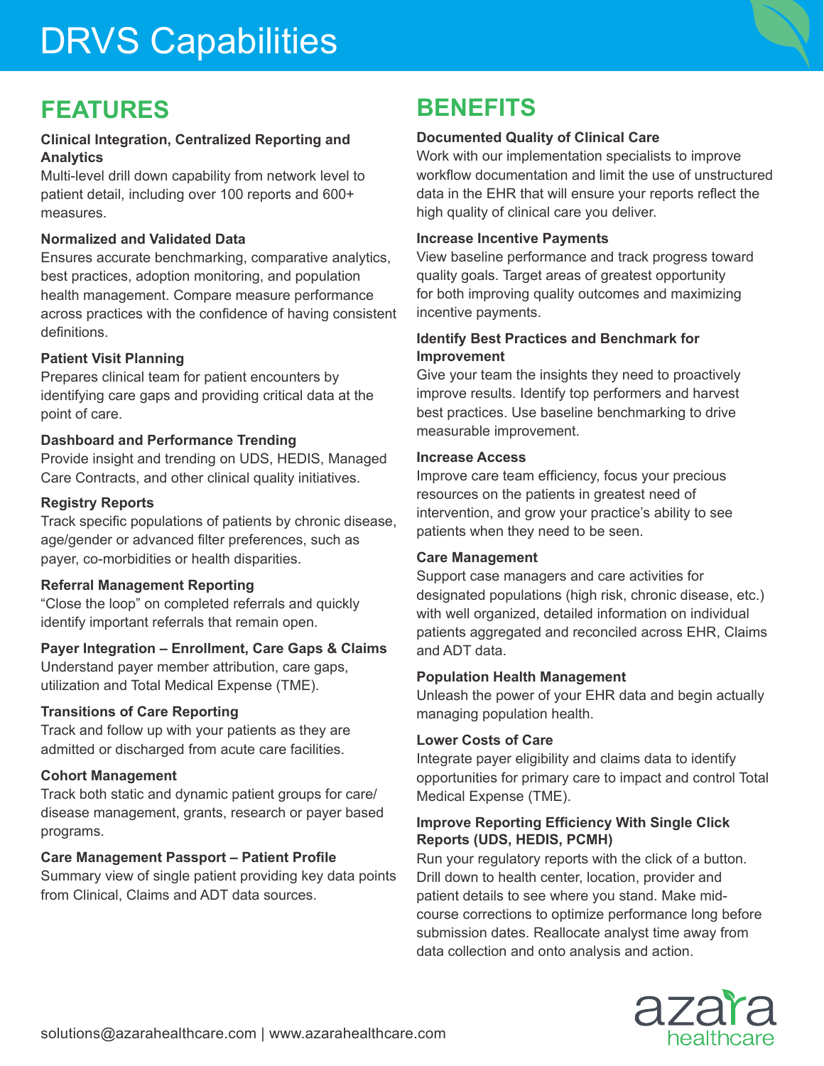# DRVS Capabilities

## FEATURES

**Clinical Integration, Centralized Reporting and Analytics**
Multi-level drill down capability from network level to patient detail, including over 100 reports and 600+ measures.

**Normalized and Validated Data**
Ensures accurate benchmarking, comparative analytics, best practices, adoption monitoring, and population health management. Compare measure performance across practices with the confidence of having consistent definitions.

**Patient Visit Planning**
Prepares clinical team for patient encounters by identifying care gaps and providing critical data at the point of care.

**Dashboard and Performance Trending**
Provide insight and trending on UDS, HEDIS, Managed Care Contracts, and other clinical quality initiatives.

**Registry Reports**
Track specific populations of patients by chronic disease, age/gender or advanced filter preferences, such as payer, co-morbidities or health disparities.

**Referral Management Reporting**
"Close the loop" on completed referrals and quickly identify important referrals that remain open.

**Payer Integration – Enrollment, Care Gaps & Claims**
Understand payer member attribution, care gaps, utilization and Total Medical Expense (TME).

**Transitions of Care Reporting**
Track and follow up with your patients as they are admitted or discharged from acute care facilities.

**Cohort Management**
Track both static and dynamic patient groups for care/disease management, grants, research or payer based programs.

**Care Management Passport – Patient Profile**
Summary view of single patient providing key data points from Clinical, Claims and ADT data sources.

## BENEFITS

**Documented Quality of Clinical Care**
Work with our implementation specialists to improve workflow documentation and limit the use of unstructured data in the EHR that will ensure your reports reflect the high quality of clinical care you deliver.

**Increase Incentive Payments**
View baseline performance and track progress toward quality goals. Target areas of greatest opportunity for both improving quality outcomes and maximizing incentive payments.

**Identify Best Practices and Benchmark for Improvement**
Give your team the insights they need to proactively improve results. Identify top performers and harvest best practices. Use baseline benchmarking to drive measurable improvement.

**Increase Access**
Improve care team efficiency, focus your precious resources on the patients in greatest need of intervention, and grow your practice's ability to see patients when they need to be seen.

**Care Management**
Support case managers and care activities for designated populations (high risk, chronic disease, etc.) with well organized, detailed information on individual patients aggregated and reconciled across EHR, Claims and ADT data.

**Population Health Management**
Unleash the power of your EHR data and begin actually managing population health.

**Lower Costs of Care**
Integrate payer eligibility and claims data to identify opportunities for primary care to impact and control Total Medical Expense (TME).

**Improve Reporting Efficiency With Single Click Reports (UDS, HEDIS, PCMH)**
Run your regulatory reports with the click of a button. Drill down to health center, location, provider and patient details to see where you stand. Make mid-course corrections to optimize performance long before submission dates. Reallocate analyst time away from data collection and onto analysis and action.

solutions@azarahealthcare.com | www.azarahealthcare.com

azara healthcare